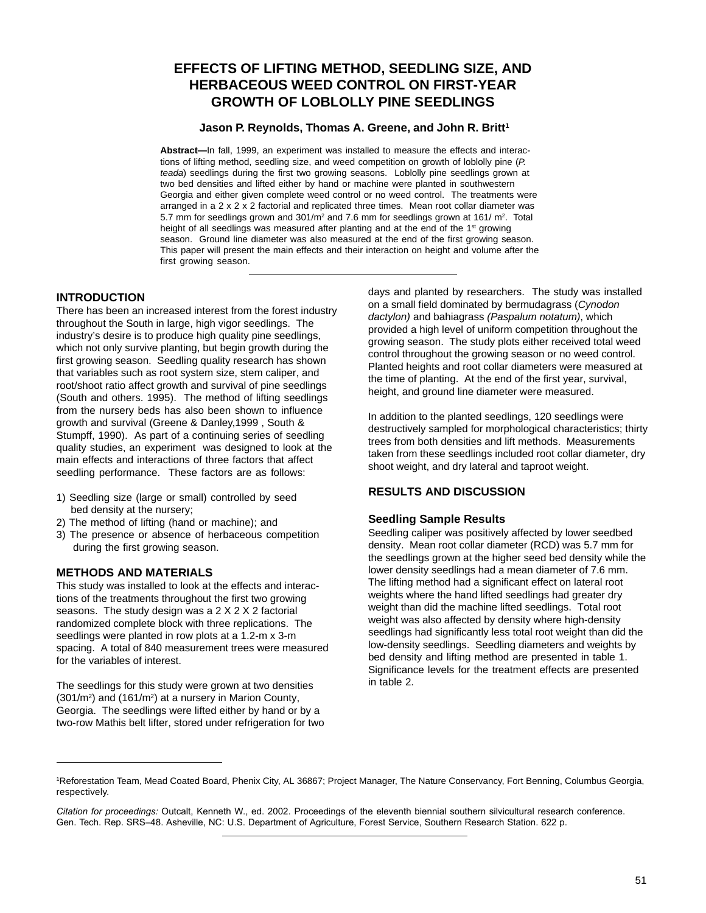# EFFECTS OF LIFTING METHOD, SEEDLING SIZE, AND HERBACEOUS WEED CONTROL ON FIRST-YEAR GROWTH OF LOBLOLLY PINE SEEDLINGS

**Jason P. Reynolds, Thomas A. Greene, and John R. Britt[1]**

**Abstract—**In fall, 1999, an experiment was installed to measure the effects and interactions of lifting method, seedling size, and weed competition on growth of loblolly pine (*P. teada*) seedlings during the first two growing seasons. Loblolly pine seedlings grown at two bed densities and lifted either by hand or machine were planted in southwestern Georgia and either given complete weed control or no weed control. The treatments were arranged in a 2 x 2 x 2 factorial and replicated three times. Mean root collar diameter was 5.7 mm for seedlings grown and 301/m$^2$ and 7.6 mm for seedlings grown at 161/ m$^2$. Total height of all seedlings was measured after planting and at the end of the 1$^{st}$ growing season. Ground line diameter was also measured at the end of the first growing season. This paper will present the main effects and their interaction on height and volume after the first growing season.

## INTRODUCTION

There has been an increased interest from the forest industry throughout the South in large, high vigor seedlings. The industry's desire is to produce high quality pine seedlings, which not only survive planting, but begin growth during the first growing season. Seedling quality research has shown that variables such as root system size, stem caliper, and root/shoot ratio affect growth and survival of pine seedlings (South and others. 1995). The method of lifting seedlings from the nursery beds has also been shown to influence growth and survival (Greene & Danley,1999 , South & Stumpff, 1990). As part of a continuing series of seedling quality studies, an experiment was designed to look at the main effects and interactions of three factors that affect seedling performance. These factors are as follows:

1) Seedling size (large or small) controlled by seed bed density at the nursery;
2) The method of lifting (hand or machine); and
3) The presence or absence of herbaceous competition during the first growing season.

## METHODS AND MATERIALS

This study was installed to look at the effects and interactions of the treatments throughout the first two growing seasons. The study design was a 2 X 2 X 2 factorial randomized complete block with three replications. The seedlings were planted in row plots at a 1.2-m x 3-m spacing. A total of 840 measurement trees were measured for the variables of interest.

The seedlings for this study were grown at two densities (301/m$^2$) and (161/m$^2$) at a nursery in Marion County, Georgia. The seedlings were lifted either by hand or by a two-row Mathis belt lifter, stored under refrigeration for two days and planted by researchers. The study was installed on a small field dominated by bermudagrass (*Cynodon dactylon)* and bahiagrass *(Paspalum notatum)*, which provided a high level of uniform competition throughout the growing season. The study plots either received total weed control throughout the growing season or no weed control. Planted heights and root collar diameters were measured at the time of planting. At the end of the first year, survival, height, and ground line diameter were measured.

In addition to the planted seedlings, 120 seedlings were destructively sampled for morphological characteristics; thirty trees from both densities and lift methods. Measurements taken from these seedlings included root collar diameter, dry shoot weight, and dry lateral and taproot weight.

## RESULTS AND DISCUSSION

### Seedling Sample Results

Seedling caliper was positively affected by lower seedbed density. Mean root collar diameter (RCD) was 5.7 mm for the seedlings grown at the higher seed bed density while the lower density seedlings had a mean diameter of 7.6 mm. The lifting method had a significant effect on lateral root weights where the hand lifted seedlings had greater dry weight than did the machine lifted seedlings. Total root weight was also affected by density where high-density seedlings had significantly less total root weight than did the low-density seedlings. Seedling diameters and weights by bed density and lifting method are presented in table 1. Significance levels for the treatment effects are presented in table 2.

---

[1]Reforestation Team, Mead Coated Board, Phenix City, AL 36867; Project Manager, The Nature Conservancy, Fort Benning, Columbus Georgia, respectively.

*Citation for proceedings:* Outcalt, Kenneth W., ed. 2002. Proceedings of the eleventh biennial southern silvicultural research conference. Gen. Tech. Rep. SRS–48. Asheville, NC: U.S. Department of Agriculture, Forest Service, Southern Research Station. 622 p.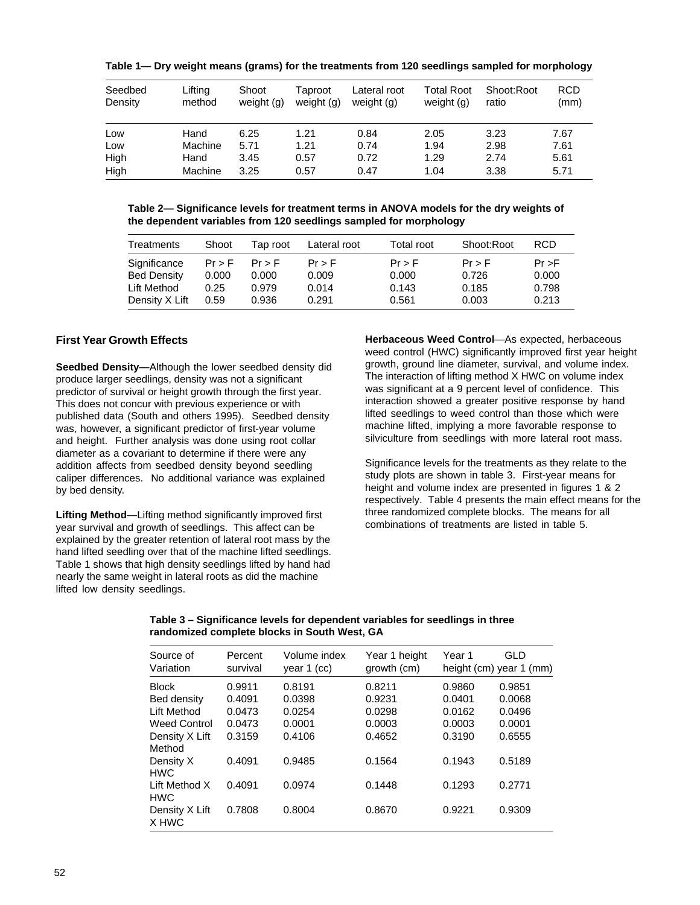**Table 1— Dry weight means (grams) for the treatments from 120 seedlings sampled for morphology**

| Seedbed Density | Lifting method | Shoot weight (g) | Taproot weight (g) | Lateral root weight (g) | Total Root weight (g) | Shoot:Root ratio | RCD (mm) |
|---|---|---|---|---|---|---|---|
| Low | Hand | 6.25 | 1.21 | 0.84 | 2.05 | 3.23 | 7.67 |
| Low | Machine | 5.71 | 1.21 | 0.74 | 1.94 | 2.98 | 7.61 |
| High | Hand | 3.45 | 0.57 | 0.72 | 1.29 | 2.74 | 5.61 |
| High | Machine | 3.25 | 0.57 | 0.47 | 1.04 | 3.38 | 5.71 |

**Table 2— Significance levels for treatment terms in ANOVA models for the dry weights of the dependent variables from 120 seedlings sampled for morphology**

| Treatments | Shoot | Tap root | Lateral root | Total root | Shoot:Root | RCD |
|---|---|---|---|---|---|---|
| Significance | Pr > F | Pr > F | Pr > F | Pr > F | Pr > F | Pr >F |
| Bed Density | 0.000 | 0.000 | 0.009 | 0.000 | 0.726 | 0.000 |
| Lift Method | 0.25 | 0.979 | 0.014 | 0.143 | 0.185 | 0.798 |
| Density X Lift | 0.59 | 0.936 | 0.291 | 0.561 | 0.003 | 0.213 |

## First Year Growth Effects

**Seedbed Density—**Although the lower seedbed density did produce larger seedlings, density was not a significant predictor of survival or height growth through the first year. This does not concur with previous experience or with published data (South and others 1995). Seedbed density was, however, a significant predictor of first-year volume and height. Further analysis was done using root collar diameter as a covariant to determine if there were any addition affects from seedbed density beyond seedling caliper differences. No additional variance was explained by bed density.

**Lifting Method**—Lifting method significantly improved first year survival and growth of seedlings. This affect can be explained by the greater retention of lateral root mass by the hand lifted seedling over that of the machine lifted seedlings. Table 1 shows that high density seedlings lifted by hand had nearly the same weight in lateral roots as did the machine lifted low density seedlings.

**Herbaceous Weed Control**—As expected, herbaceous weed control (HWC) significantly improved first year height growth, ground line diameter, survival, and volume index. The interaction of lifting method X HWC on volume index was significant at a 9 percent level of confidence. This interaction showed a greater positive response by hand lifted seedlings to weed control than those which were machine lifted, implying a more favorable response to silviculture from seedlings with more lateral root mass.

Significance levels for the treatments as they relate to the study plots are shown in table 3. First-year means for height and volume index are presented in figures 1 & 2 respectively. Table 4 presents the main effect means for the three randomized complete blocks. The means for all combinations of treatments are listed in table 5.

**Table 3 – Significance levels for dependent variables for seedlings in three randomized complete blocks in South West, GA**

| Source of Variation | Percent survival | Volume index year 1 (cc) | Year 1 height growth (cm) | Year 1 height (cm) | GLD year 1 (mm) |
|---|---|---|---|---|---|
| Block | 0.9911 | 0.8191 | 0.8211 | 0.9860 | 0.9851 |
| Bed density | 0.4091 | 0.0398 | 0.9231 | 0.0401 | 0.0068 |
| Lift Method | 0.0473 | 0.0254 | 0.0298 | 0.0162 | 0.0496 |
| Weed Control | 0.0473 | 0.0001 | 0.0003 | 0.0003 | 0.0001 |
| Density X Lift Method | 0.3159 | 0.4106 | 0.4652 | 0.3190 | 0.6555 |
| Density X HWC | 0.4091 | 0.9485 | 0.1564 | 0.1943 | 0.5189 |
| Lift Method X HWC | 0.4091 | 0.0974 | 0.1448 | 0.1293 | 0.2771 |
| Density X Lift X HWC | 0.7808 | 0.8004 | 0.8670 | 0.9221 | 0.9309 |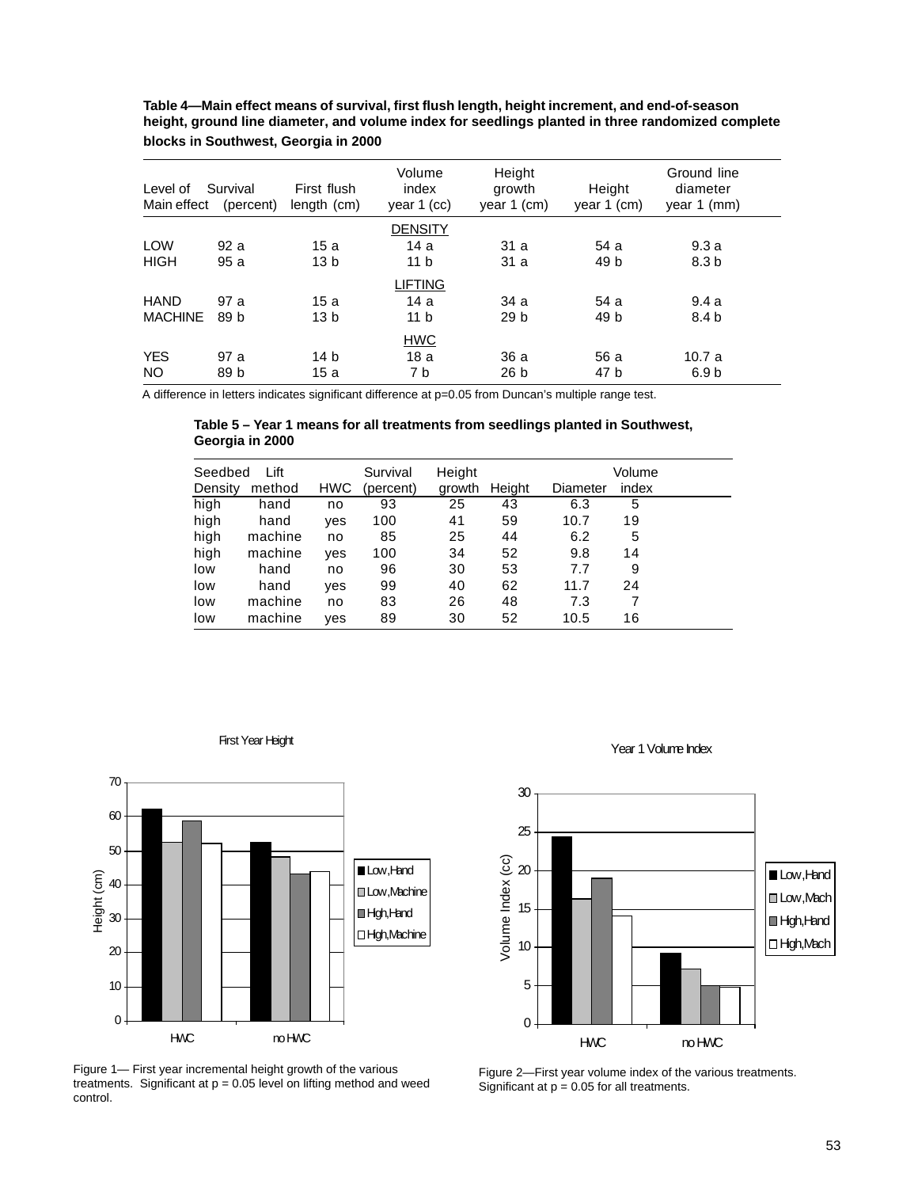**Table 4—Main effect means of survival, first flush length, height increment, and end-of-season height, ground line diameter, and volume index for seedlings planted in three randomized complete blocks in Southwest, Georgia in 2000**

| Level of Main effect | Survival (percent) | First flush length (cm) | Volume index year 1 (cc) | Height growth year 1 (cm) | Height year 1 (cm) | Ground line diameter year 1 (mm) |
|---|---|---|---|---|---|---|
| | | | DENSITY | | | |
| LOW | 92 a | 15 a | 14 a | 31 a | 54 a | 9.3 a |
| HIGH | 95 a | 13 b | 11 b | 31 a | 49 b | 8.3 b |
| | | | LIFTING | | | |
| HAND | 97 a | 15 a | 14 a | 34 a | 54 a | 9.4 a |
| MACHINE | 89 b | 13 b | 11 b | 29 b | 49 b | 8.4 b |
| | | | HWC | | | |
| YES | 97 a | 14 b | 18 a | 36 a | 56 a | 10.7 a |
| NO | 89 b | 15 a | 7 b | 26 b | 47 b | 6.9 b |

A difference in letters indicates significant difference at p=0.05 from Duncan's multiple range test.

**Table 5 – Year 1 means for all treatments from seedlings planted in Southwest, Georgia in 2000**

| Seedbed Density | Lift method | HWC | Survival (percent) | Height growth | Height | Diameter | Volume index |
|---|---|---|---|---|---|---|---|
| high | hand | no | 93 | 25 | 43 | 6.3 | 5 |
| high | hand | yes | 100 | 41 | 59 | 10.7 | 19 |
| high | machine | no | 85 | 25 | 44 | 6.2 | 5 |
| high | machine | yes | 100 | 34 | 52 | 9.8 | 14 |
| low | hand | no | 96 | 30 | 53 | 7.7 | 9 |
| low | hand | yes | 99 | 40 | 62 | 11.7 | 24 |
| low | machine | no | 83 | 26 | 48 | 7.3 | 7 |
| low | machine | yes | 89 | 30 | 52 | 10.5 | 16 |

Figure 1— First year incremental height growth of the various treatments. Significant at p = 0.05 level on lifting method and weed control.

Figure 2—First year volume index of the various treatments. Significant at p = 0.05 for all treatments.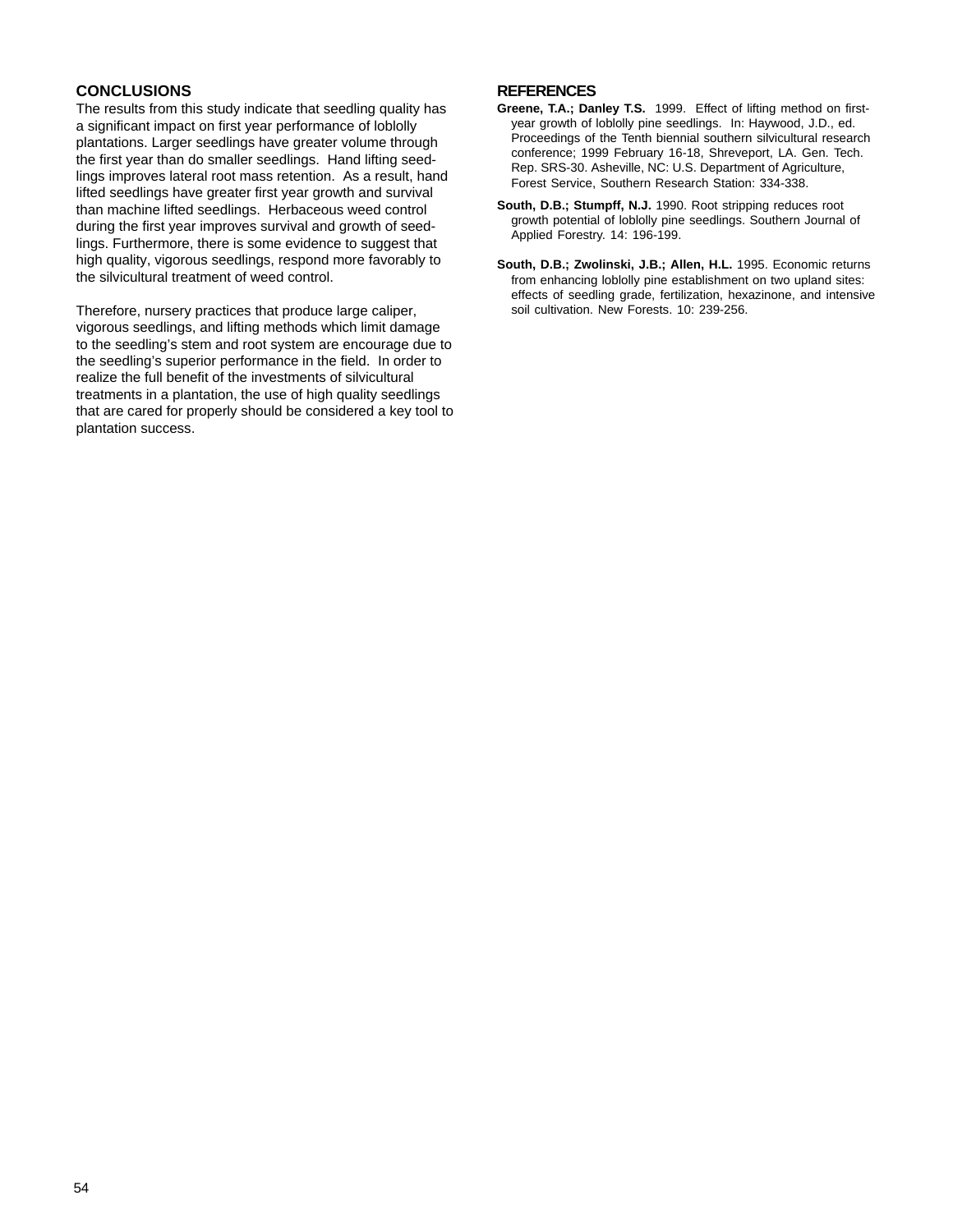## CONCLUSIONS

The results from this study indicate that seedling quality has a significant impact on first year performance of loblolly plantations. Larger seedlings have greater volume through the first year than do smaller seedlings. Hand lifting seedlings improves lateral root mass retention. As a result, hand lifted seedlings have greater first year growth and survival than machine lifted seedlings. Herbaceous weed control during the first year improves survival and growth of seedlings. Furthermore, there is some evidence to suggest that high quality, vigorous seedlings, respond more favorably to the silvicultural treatment of weed control.

Therefore, nursery practices that produce large caliper, vigorous seedlings, and lifting methods which limit damage to the seedling's stem and root system are encourage due to the seedling's superior performance in the field. In order to realize the full benefit of the investments of silvicultural treatments in a plantation, the use of high quality seedlings that are cared for properly should be considered a key tool to plantation success.

## REFERENCES

**Greene, T.A.; Danley T.S.** 1999. Effect of lifting method on first-year growth of loblolly pine seedlings. In: Haywood, J.D., ed. Proceedings of the Tenth biennial southern silvicultural research conference; 1999 February 16-18, Shreveport, LA. Gen. Tech. Rep. SRS-30. Asheville, NC: U.S. Department of Agriculture, Forest Service, Southern Research Station: 334-338.

**South, D.B.; Stumpff, N.J.** 1990. Root stripping reduces root growth potential of loblolly pine seedlings. Southern Journal of Applied Forestry. 14: 196-199.

**South, D.B.; Zwolinski, J.B.; Allen, H.L.** 1995. Economic returns from enhancing loblolly pine establishment on two upland sites: effects of seedling grade, fertilization, hexazinone, and intensive soil cultivation. New Forests. 10: 239-256.